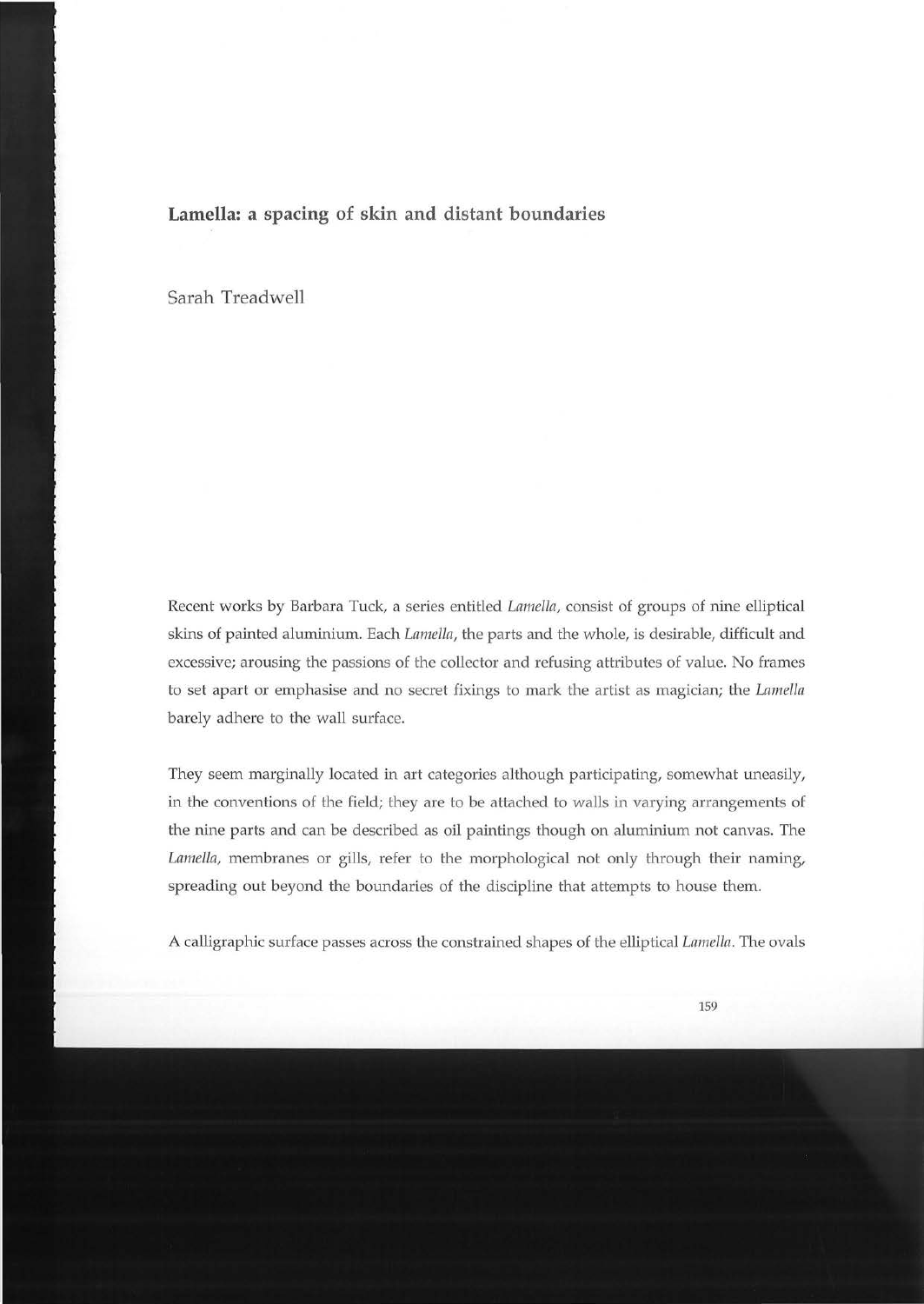## **Lamella: a spacing of skin and distant boundaries**

Sarah Treadwell

Recent works by Barbara Tuck, a series entitled *Lamella,* consist of groups of nine elliptical skins of painted aluminium. Each *Lamella*, the parts and the whole, is desirable, difficult and excessive; arousing the passions of the collector and refusing attributes of value. No frames to set apart or emphasise and no secret fixings to mark the artist as magician; the *Lamella* barely adhere to the wall surface.

They seem marginally located in art categories although participating, somewhat uneasily, in the conventions of the field; they are to be attached to walls in varying arrangements of the nine parts and can be described as oil paintings though on aluminium not canvas. The *Lamella,* membranes or gills, refer to the morphological not only through their naming, spreading out beyond the boundaries of the discipline that attempts to house them.

A calligraphic surface passes across the constrained shapes of the elliptical *Lamella*. The ovals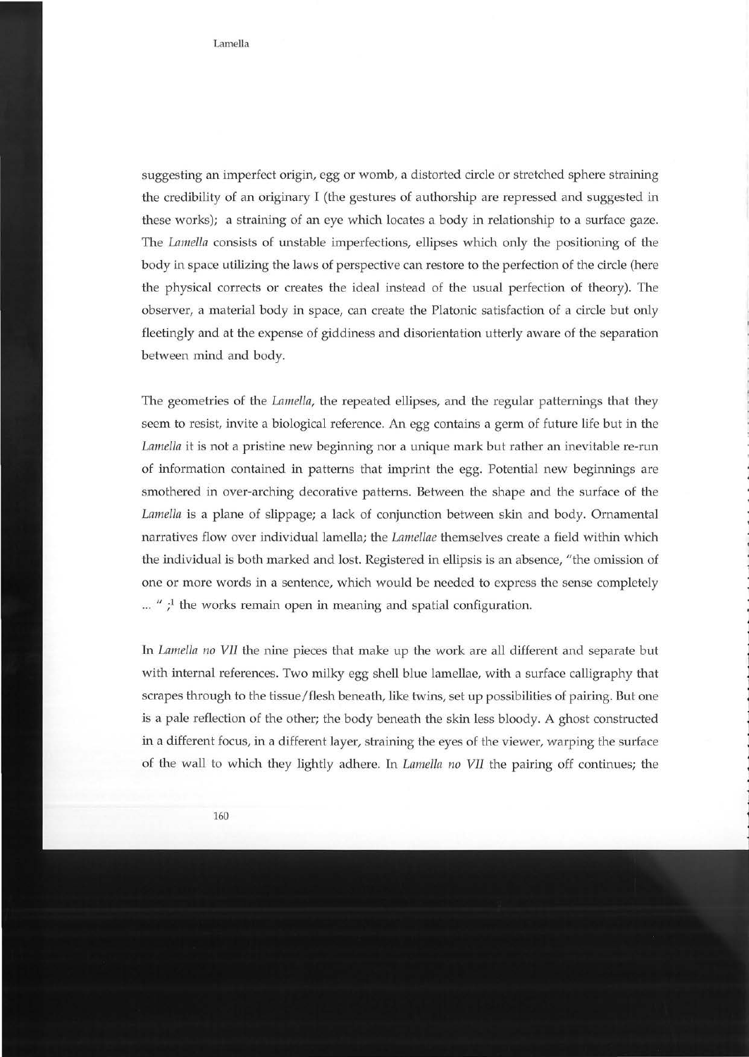suggesting an imperfect origin, egg or womb, a distorted circle or stretched sphere straining the credibility of an originary I (the gestures of authorship are repressed and suggested in these works); a straining of an eye which locates a body in relationship to a surface gaze. The *Lamella* consists of unstable imperfections, ellipses which only the positioning of the body in space utilizing the laws of perspective can restore to the perfection of the circle (here the physical corrects or creates the ideal instead of the usual perfection of theory). The observer, a material body in space, can create the Platonic satisfaction of a circle but only fleetingly and at the expense of giddiness and disorientation utterly aware of the separation between mind and body.

The geometries of the *Lamella*, the repeated ellipses, and the regular patternings that they seem to resist, invite a biological reference. An egg contains a germ of future life but in the *Lamella* it is not a pristine new beginning nor a unique mark but rather an inevitable re-run of information contained in patterns that imprint the egg. Potential new beginnings are smothered in over-arching decorative patterns. Between the shape and the surface of the *Lamella* is a plane of slippage; a lack of conjunction between skin and body. Ornamental narratives flow over individual lamella; the *Lamellae* themselves create a field within which the individual is both marked and lost. Registered in ellipsis is an absence, "the omission of one or more words in a sentence, which would be needed to express the sense completely ... ";[1] the works remain open in meaning and spatial configuration.

In *Lamella no VII* the nine pieces that make up the work are all different and separate but with internal references. Two milky egg shell blue lamellae, with a surface calligraphy that scrapes through to the tissue/flesh beneath, like twins, set up possibilities of pairing. But one is a pale reflection of the other; the body beneath the skin less bloody. A ghost constructed in a different focus, in a different layer, straining the eyes of the viewer, warping the surface of the wall to which they lightly adhere. In *Lamella no VII* the pairing off continues; the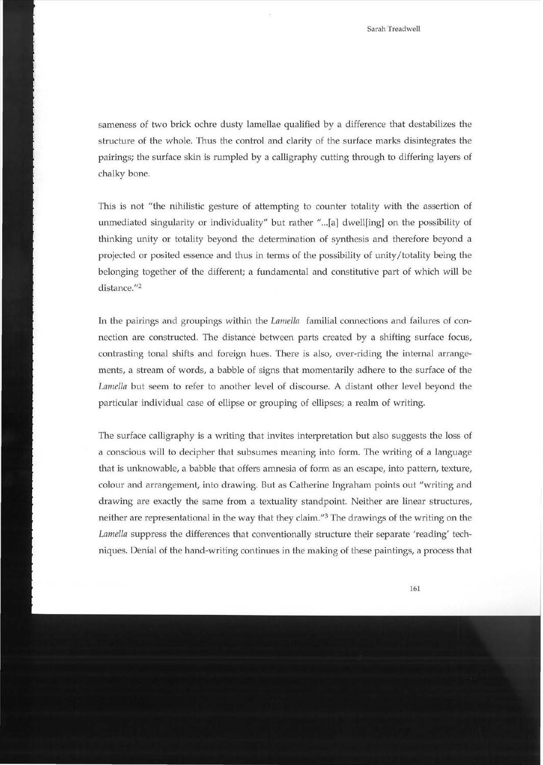sameness of two brick ochre dusty lamellae qualified by a difference that destabilizes the structure of the whole. Thus the control and clarity of the surface marks disintegrates the pairings; the surface skin is rumpled by a calligraphy cutting through to differing layers of chalky bone.

This is not "the nihilistic gesture of attempting to counter totality with the assertion of unmediated singularity or individuality" but rather "...[a] dwell[ing] on the possibility of thinking unity or totality beyond the determination of synthesis and therefore beyond a projected or posited essence and thus in terms of the possibility of unity/totality being the belonging together of the different; a fundamental and constitutive part of which will be distance."[2]

In the pairings and groupings within the *Lamella* familial connections and failures of connection are constructed. The distance between parts created by a shifting surface focus, contrasting tonal shifts and foreign hues. There is also, over-riding the internal arrangements, a stream of words, a babble of signs that momentarily adhere to the surface of the *Lamella* but seem to refer to another level of discourse. A distant other level beyond the particular individual case of ellipse or grouping of ellipses; a realm of writing.

The surface calligraphy is a writing that invites interpretation but also suggests the loss of a conscious will to decipher that subsumes meaning into form. The writing of a language that is unknowable, a babble that offers amnesia of form as an escape, into pattern, texture, colour and arrangement, into drawing. But as Catherine Ingraham points out "writing and drawing are exactly the same from a textuality standpoint. Neither are linear structures, neither are representational in the way that they claim."[3] The drawings of the writing on the *Lamella* suppress the differences that conventionally structure their separate 'reading' techniques. Denial of the hand-writing continues in the making of these paintings, a process that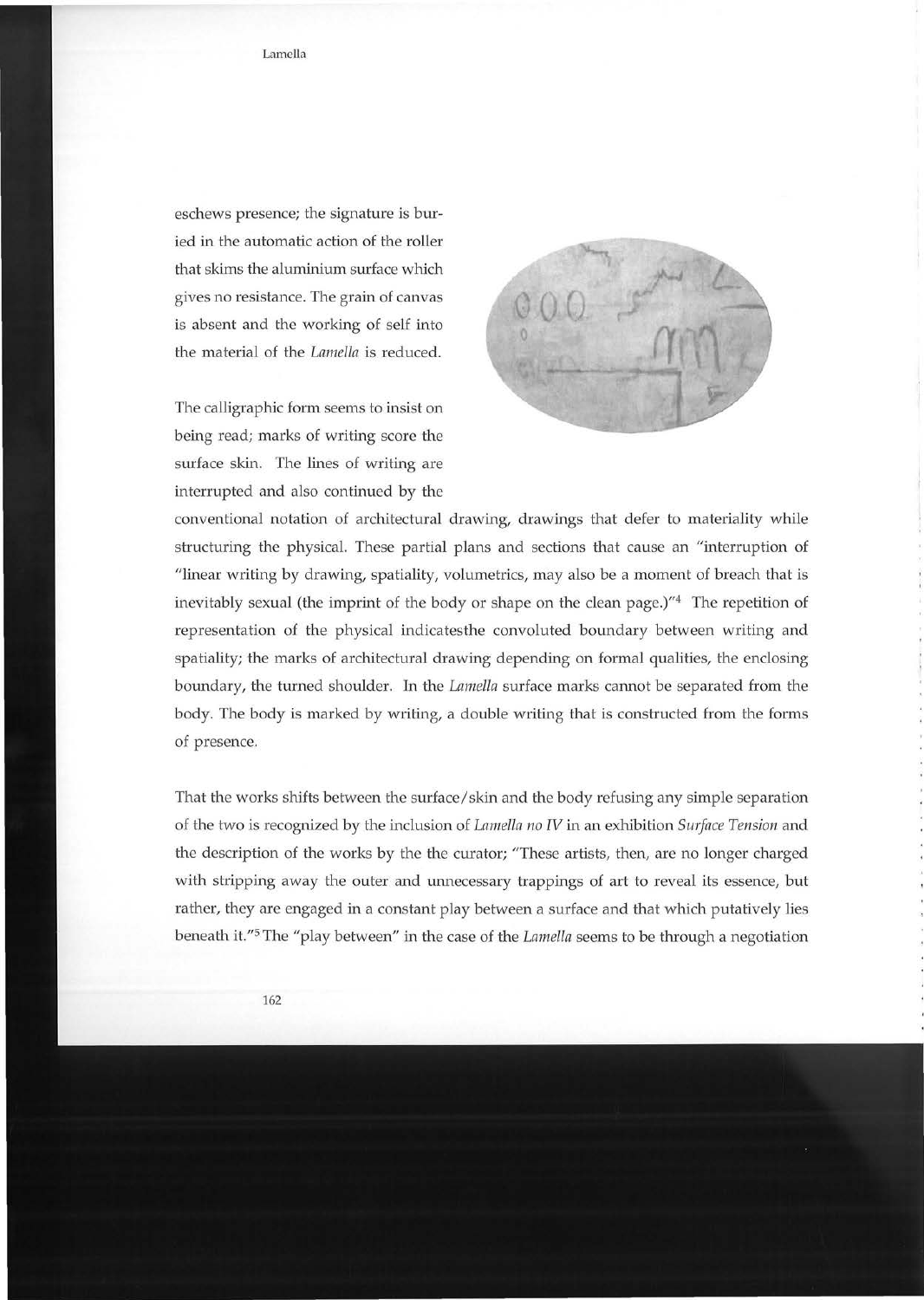eschews presence; the signature is buried in the automatic action of the roller that skims the aluminium surface which gives no resistance. The grain of canvas is absent and the working of self into the material of the *Lamella* is reduced.

The calligraphic form seems to insist on being read; marks of writing score the surface skin. The lines of writing are interrupted and also continued by the conventional notation of architectural drawing, drawings that defer to materiality while structuring the physical. These partial plans and sections that cause an "interruption of "linear writing by drawing, spatiality, volumetrics, may also be a moment of breach that is inevitably sexual (the imprint of the body or shape on the clean page.)"[4] The repetition of representation of the physical indicatesthe convoluted boundary between writing and spatiality; the marks of architectural drawing depending on formal qualities, the enclosing boundary, the turned shoulder. In the *Lamella* surface marks cannot be separated from the body. The body is marked by writing, a double writing that is constructed from the forms of presence.

That the works shifts between the surface/skin and the body refusing any simple separation of the two is recognized by the inclusion of *Lamella no IV* in an exhibition *Surface Tension* and the description of the works by the the curator; "These artists, then, are no longer charged with stripping away the outer and unnecessary trappings of art to reveal its essence, but rather, they are engaged in a constant play between a surface and that which putatively lies beneath it."[5] The "play between" in the case of the *Lamella* seems to be through a negotiation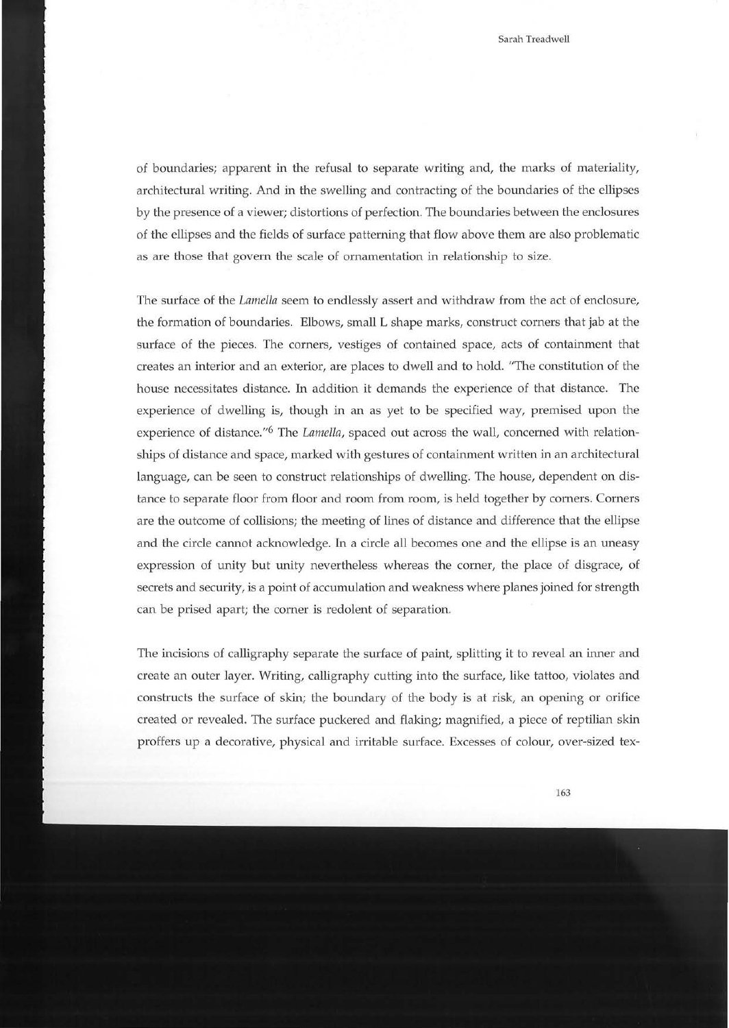of boundaries; apparent in the refusal to separate writing and, the marks of materiality, architectural writing. And in the swelling and contracting of the boundaries of the ellipses by the presence of a viewer; distortions of perfection. The boundaries between the enclosures of the ellipses and the fields of surface patterning that flow above them are also problematic as are those that govern the scale of ornamentation in relationship to size.

The surface of the *Lamella* seem to endlessly assert and withdraw from the act of enclosure, the formation of boundaries. Elbows, small L shape marks, construct corners that jab at the surface of the pieces. The corners, vestiges of contained space, acts of containment that creates an interior and an exterior, are places to dwell and to hold. "The constitution of the house necessitates distance. In addition it demands the experience of that distance. The experience of dwelling is, though in an as yet to be specified way, premised upon the experience of distance."[6] The *Lamella*, spaced out across the wall, concerned with relationships of distance and space, marked with gestures of containment written in an architectural language, can be seen to construct relationships of dwelling. The house, dependent on distance to separate floor from floor and room from room, is held together by corners. Corners are the outcome of collisions; the meeting of lines of distance and difference that the ellipse and the circle cannot acknowledge. In a circle all becomes one and the ellipse is an uneasy expression of unity but unity nevertheless whereas the corner, the place of disgrace, of secrets and security, is a point of accumulation and weakness where planes joined for strength can be prised apart; the corner is redolent of separation.

The incisions of calligraphy separate the surface of paint, splitting it to reveal an inner and create an outer layer. Writing, calligraphy cutting into the surface, like tattoo, violates and constructs the surface of skin; the boundary of the body is at risk, an opening or orifice created or revealed. The surface puckered and flaking; magnified, a piece of reptilian skin proffers up a decorative, physical and irritable surface. Excesses of colour, over-sized tex-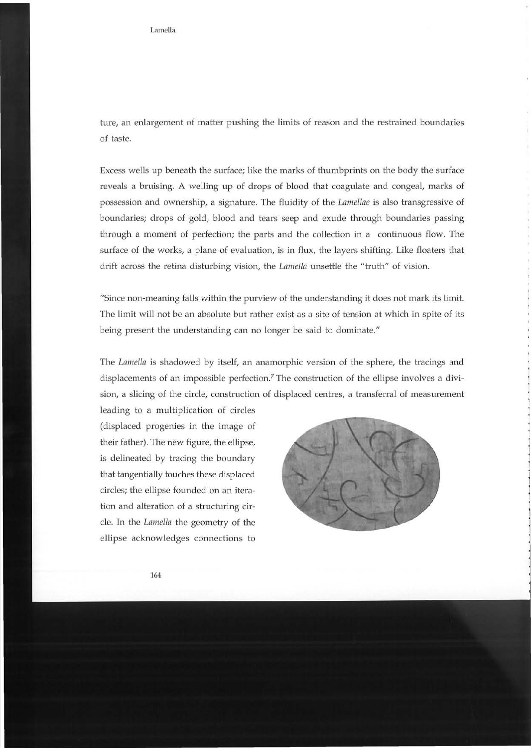ture, an enlargement of matter pushing the limits of reason and the restrained boundaries of taste.

Excess wells up beneath the surface; like the marks of thumbprints on the body the surface reveals a bruising. A welling up of drops of blood that coagulate and congeal, marks of possession and ownership, a signature. The fluidity of the *Lamellae* is also transgressive of boundaries; drops of gold, blood and tears seep and exude through boundaries passing through a moment of perfection; the parts and the collection in a continuous flow. The surface of the works, a plane of evaluation, is in flux, the layers shifting. Like floaters that drift across the retina disturbing vision, the *Lamella* unsettle the "truth" of vision.

"Since non-meaning falls within the purview of the understanding it does not mark its limit. The limit will not be an absolute but rather exist as a site of tension at which in spite of its being present the understanding can no longer be said to dominate."

The *Lamella* is shadowed by itself, an anamorphic version of the sphere, the tracings and displacements of an impossible perfection.[7] The construction of the ellipse involves a division, a slicing of the circle, construction of displaced centres, a transferral of measurement leading to a multiplication of circles (displaced progenies in the image of their father). The new figure, the ellipse, is delineated by tracing the boundary that tangentially touches these displaced circles; the ellipse founded on an iteration and alteration of a structuring circle. In the *Lamella* the geometry of the ellipse acknowledges connections to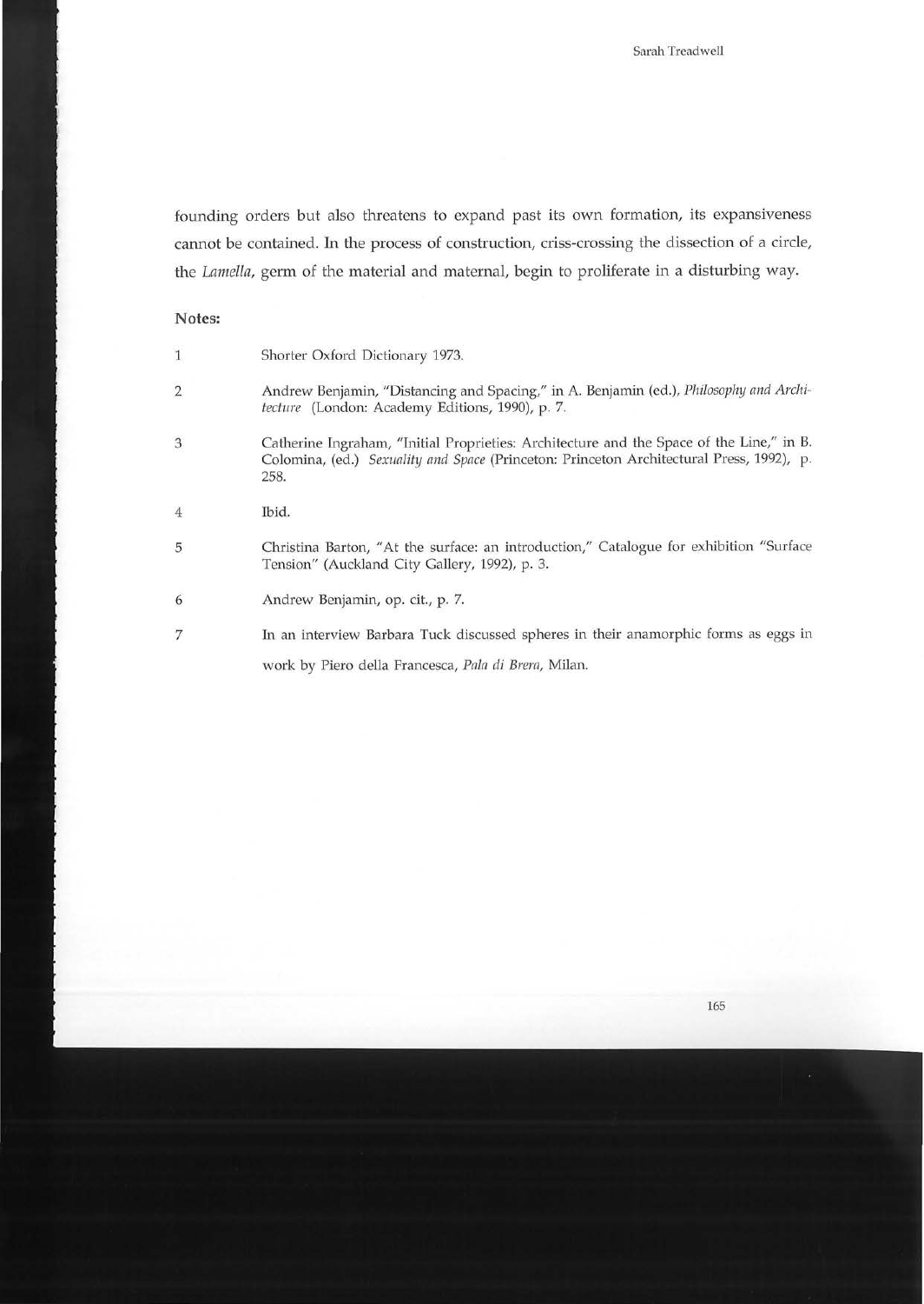founding orders but also threatens to expand past its own formation, its expansiveness cannot be contained. In the process of construction, criss-crossing the dissection of a circle, the *Lamella*, germ of the material and maternal, begin to proliferate in a disturbing way.

**Notes:**

1 Shorter Oxford Dictionary 1973.

2 Andrew Benjamin, "Distancing and Spacing," in A. Benjamin (ed.), *Philosophy and Architecture* (London: Academy Editions, 1990), p. 7.

3 Catherine Ingraham, "Initial Proprieties: Architecture and the Space of the Line," in B. Colomina, (ed.) *Sexuality and Space* (Princeton: Princeton Architectural Press, 1992), p. 258.

4 Ibid.

5 Christina Barton, "At the surface: an introduction," Catalogue for exhibition "Surface Tension" (Auckland City Gallery, 1992), p. 3.

6 Andrew Benjamin, op. cit., p. 7.

7 In an interview Barbara Tuck discussed spheres in their anamorphic forms as eggs in work by Piero della Francesca, *Pala di Brera*, Milan.